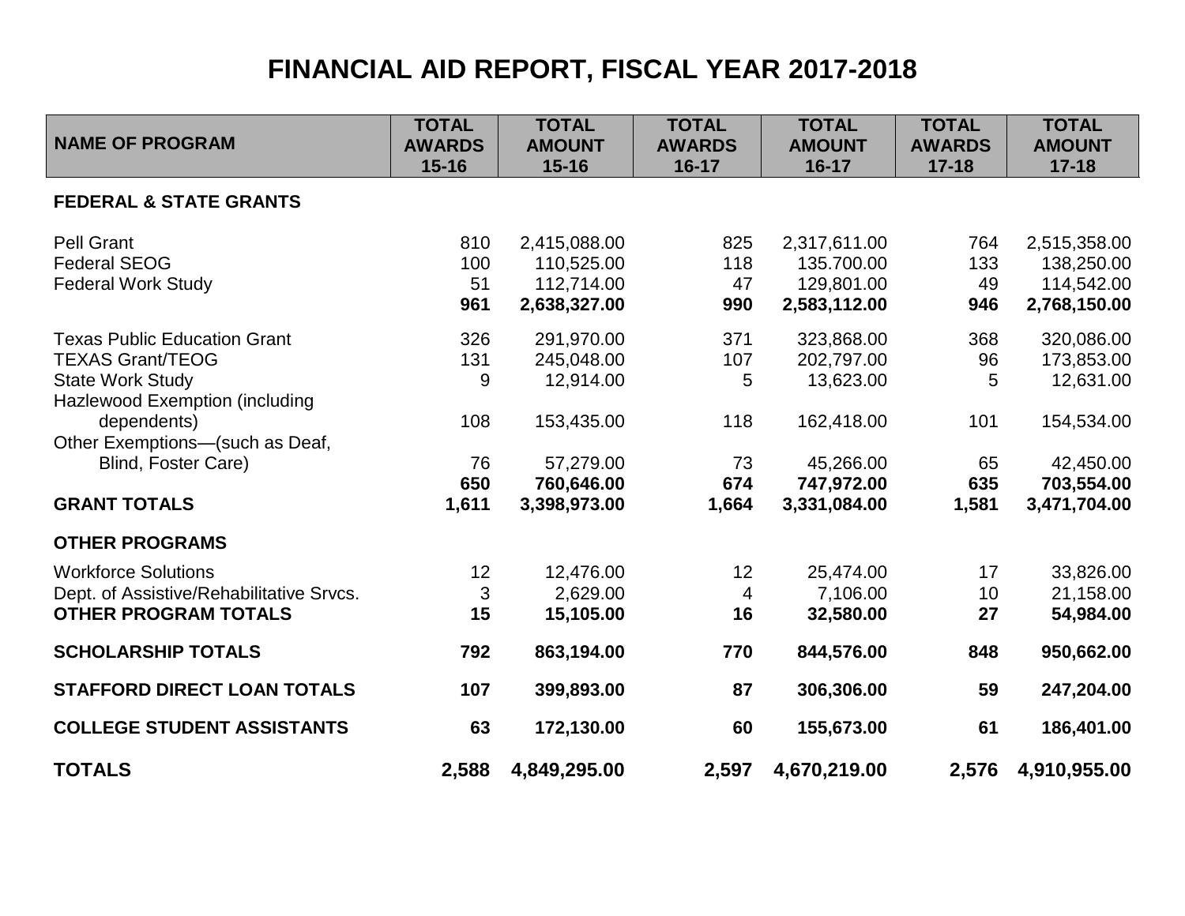# FINANCIAL AID REPORT, FISCAL YEAR 2017-2018

| NAME OF PROGRAM | TOTAL AWARDS 15-16 | TOTAL AMOUNT 15-16 | TOTAL AWARDS 16-17 | TOTAL AMOUNT 16-17 | TOTAL AWARDS 17-18 | TOTAL AMOUNT 17-18 |
|---|---|---|---|---|---|---|
| **FEDERAL & STATE GRANTS** | | | | | | |
| Pell Grant | 810 | 2,415,088.00 | 825 | 2,317,611.00 | 764 | 2,515,358.00 |
| Federal SEOG | 100 | 110,525.00 | 118 | 135.700.00 | 133 | 138,250.00 |
| Federal Work Study | 51 | 112,714.00 | 47 | 129,801.00 | 49 | 114,542.00 |
| | **961** | **2,638,327.00** | **990** | **2,583,112.00** | **946** | **2,768,150.00** |
| Texas Public Education Grant | 326 | 291,970.00 | 371 | 323,868.00 | 368 | 320,086.00 |
| TEXAS Grant/TEOG | 131 | 245,048.00 | 107 | 202,797.00 | 96 | 173,853.00 |
| State Work Study | 9 | 12,914.00 | 5 | 13,623.00 | 5 | 12,631.00 |
| Hazlewood Exemption (including dependents) | 108 | 153,435.00 | 118 | 162,418.00 | 101 | 154,534.00 |
| Other Exemptions—(such as Deaf, Blind, Foster Care) | 76 | 57,279.00 | 73 | 45,266.00 | 65 | 42,450.00 |
| | **650** | **760,646.00** | **674** | **747,972.00** | **635** | **703,554.00** |
| **GRANT TOTALS** | **1,611** | **3,398,973.00** | **1,664** | **3,331,084.00** | **1,581** | **3,471,704.00** |
| **OTHER PROGRAMS** | | | | | | |
| Workforce Solutions | 12 | 12,476.00 | 12 | 25,474.00 | 17 | 33,826.00 |
| Dept. of Assistive/Rehabilitative Srvcs. | 3 | 2,629.00 | 4 | 7,106.00 | 10 | 21,158.00 |
| **OTHER PROGRAM TOTALS** | **15** | **15,105.00** | **16** | **32,580.00** | **27** | **54,984.00** |
| **SCHOLARSHIP TOTALS** | **792** | **863,194.00** | **770** | **844,576.00** | **848** | **950,662.00** |
| **STAFFORD DIRECT LOAN TOTALS** | **107** | **399,893.00** | **87** | **306,306.00** | **59** | **247,204.00** |
| **COLLEGE STUDENT ASSISTANTS** | **63** | **172,130.00** | **60** | **155,673.00** | **61** | **186,401.00** |
| **TOTALS** | **2,588** | **4,849,295.00** | **2,597** | **4,670,219.00** | **2,576** | **4,910,955.00** |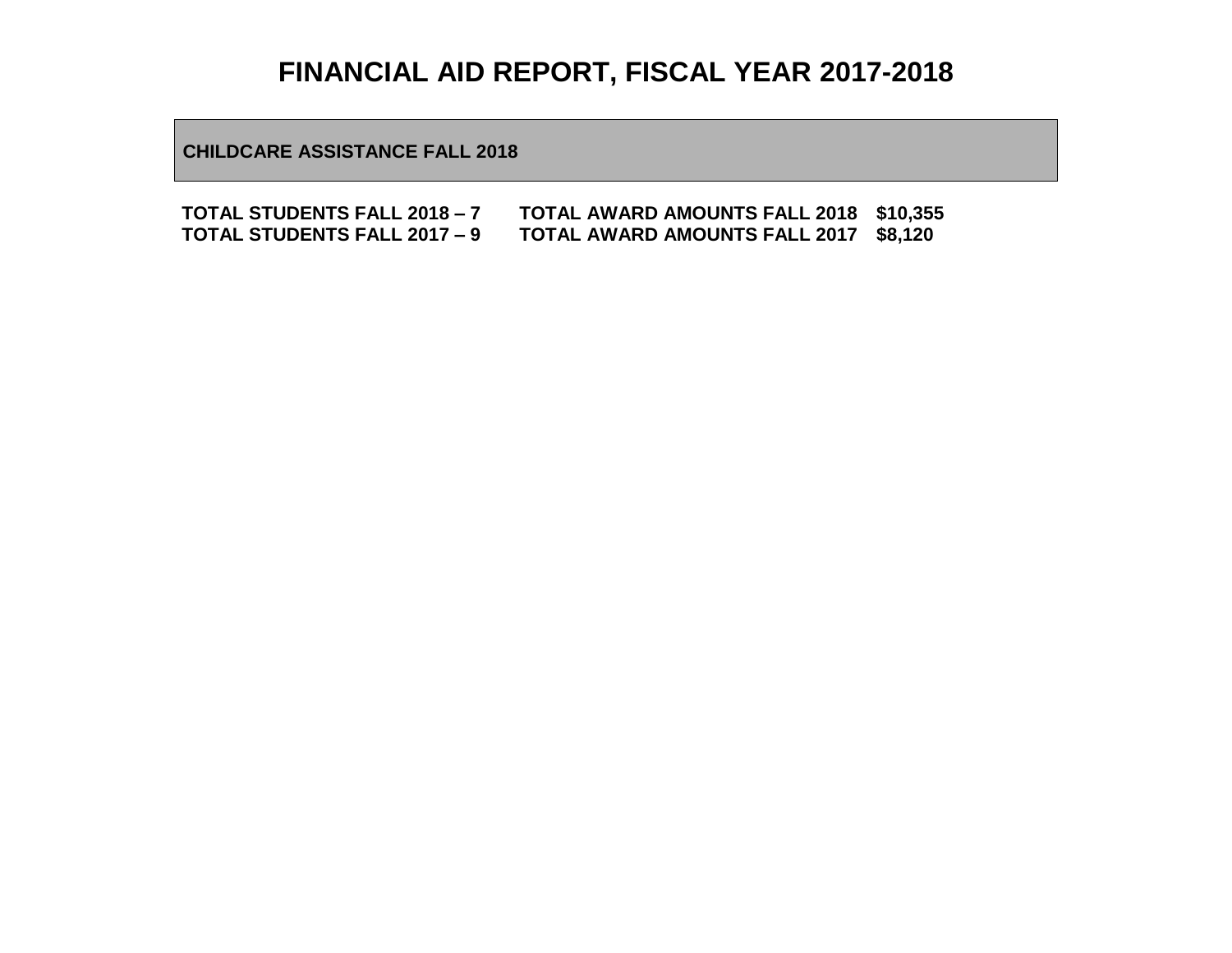# FINANCIAL AID REPORT, FISCAL YEAR 2017-2018

**CHILDCARE ASSISTANCE FALL 2018**

| | |
|---|---|
| **TOTAL STUDENTS FALL 2018 – 7** | **TOTAL AWARD AMOUNTS FALL 2018 $10,355** |
| **TOTAL STUDENTS FALL 2017 – 9** | **TOTAL AWARD AMOUNTS FALL 2017 $8,120** |